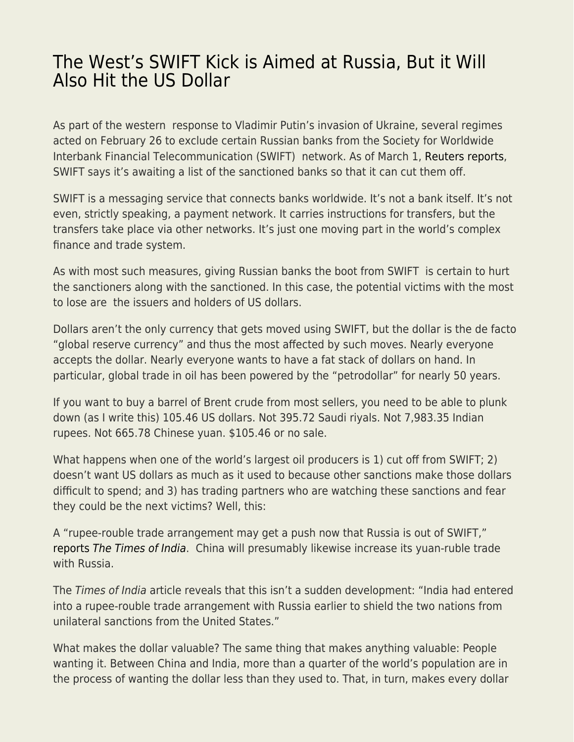# The West's SWIFT Kick is Aimed at Russia, But it Will Also Hit the US Dollar

As part of the western response to Vladimir Putin's invasion of Ukraine, several regimes acted on February 26 to exclude certain Russian banks from the Society for Worldwide Interbank Financial Telecommunication (SWIFT) network. As of March 1, Reuters reports, SWIFT says it's awaiting a list of the sanctioned banks so that it can cut them off.

SWIFT is a messaging service that connects banks worldwide. It's not a bank itself. It's not even, strictly speaking, a payment network. It carries instructions for transfers, but the transfers take place via other networks. It's just one moving part in the world's complex finance and trade system.

As with most such measures, giving Russian banks the boot from SWIFT is certain to hurt the sanctioners along with the sanctioned. In this case, the potential victims with the most to lose are the issuers and holders of US dollars.

Dollars aren't the only currency that gets moved using SWIFT, but the dollar is the de facto "global reserve currency" and thus the most affected by such moves. Nearly everyone accepts the dollar. Nearly everyone wants to have a fat stack of dollars on hand. In particular, global trade in oil has been powered by the "petrodollar" for nearly 50 years.

If you want to buy a barrel of Brent crude from most sellers, you need to be able to plunk down (as I write this) 105.46 US dollars. Not 395.72 Saudi riyals. Not 7,983.35 Indian rupees. Not 665.78 Chinese yuan. $105.46 or no sale.

What happens when one of the world's largest oil producers is 1) cut off from SWIFT; 2) doesn't want US dollars as much as it used to because other sanctions make those dollars difficult to spend; and 3) has trading partners who are watching these sanctions and fear they could be the next victims? Well, this:

A "rupee-rouble trade arrangement may get a push now that Russia is out of SWIFT," reports *The Times of India*. China will presumably likewise increase its yuan-ruble trade with Russia.

The *Times of India* article reveals that this isn't a sudden development: "India had entered into a rupee-rouble trade arrangement with Russia earlier to shield the two nations from unilateral sanctions from the United States."

What makes the dollar valuable? The same thing that makes anything valuable: People wanting it. Between China and India, more than a quarter of the world's population are in the process of wanting the dollar less than they used to. That, in turn, makes every dollar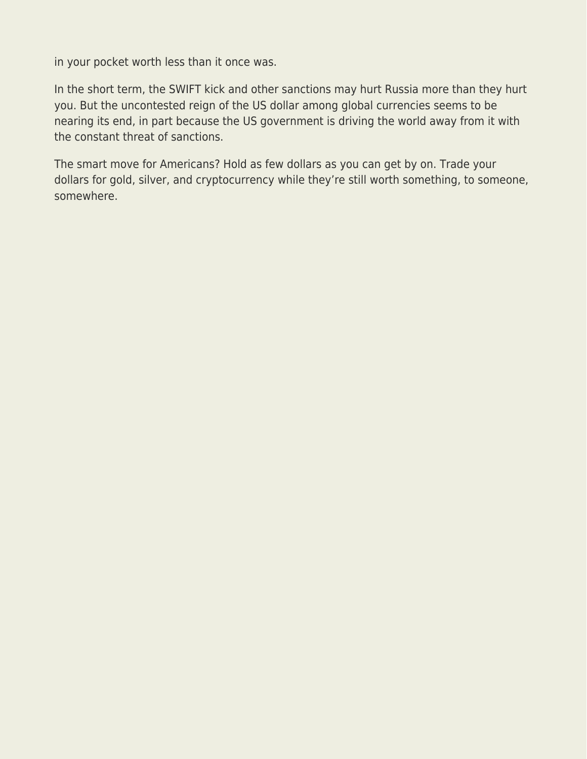in your pocket worth less than it once was.

In the short term, the SWIFT kick and other sanctions may hurt Russia more than they hurt you. But the uncontested reign of the US dollar among global currencies seems to be nearing its end, in part because the US government is driving the world away from it with the constant threat of sanctions.

The smart move for Americans? Hold as few dollars as you can get by on. Trade your dollars for gold, silver, and cryptocurrency while they're still worth something, to someone, somewhere.